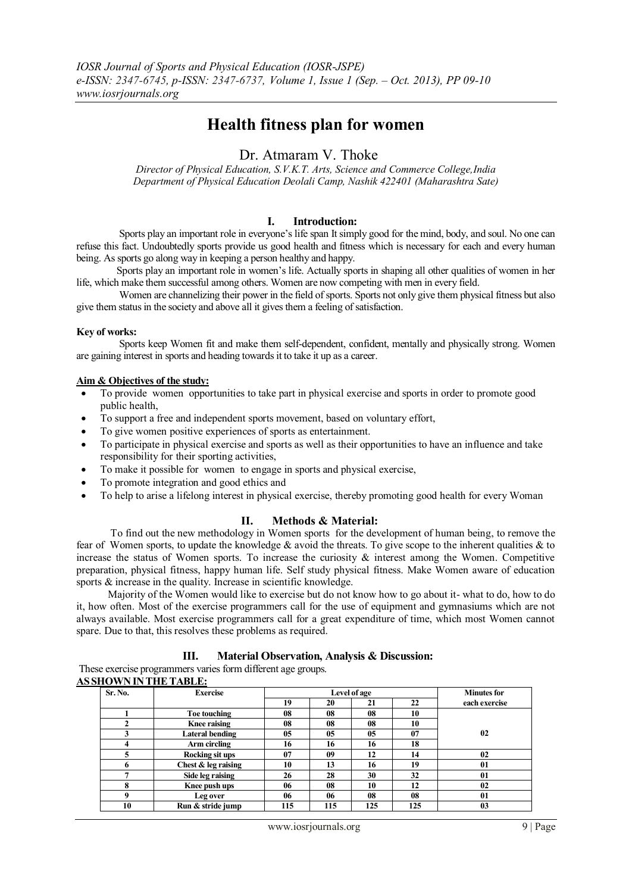# Health fitness plan for women

Dr. Atmaram V. Thoke

*Director of Physical Education, S.V.K.T. Arts, Science and Commerce College,India*
*Department of Physical Education Deolali Camp, Nashik 422401 (Maharashtra Sate)*

## I. Introduction:

Sports play an important role in everyone's life span It simply good for the mind, body, and soul. No one can refuse this fact. Undoubtedly sports provide us good health and fitness which is necessary for each and every human being. As sports go along way in keeping a person healthy and happy.

Sports play an important role in women's life. Actually sports in shaping all other qualities of women in her life, which make them successful among others. Women are now competing with men in every field.

Women are channelizing their power in the field of sports. Sports not only give them physical fitness but also give them status in the society and above all it gives them a feeling of satisfaction.

**Key of works:**

Sports keep Women fit and make them self-dependent, confident, mentally and physically strong. Women are gaining interest in sports and heading towards it to take it up as a career.

**Aim & Objectives of the study:**

- To provide women opportunities to take part in physical exercise and sports in order to promote good public health,
- To support a free and independent sports movement, based on voluntary effort,
- To give women positive experiences of sports as entertainment.
- To participate in physical exercise and sports as well as their opportunities to have an influence and take responsibility for their sporting activities,
- To make it possible for women to engage in sports and physical exercise,
- To promote integration and good ethics and
- To help to arise a lifelong interest in physical exercise, thereby promoting good health for every Woman

## II. Methods & Material:

To find out the new methodology in Women sports for the development of human being, to remove the fear of Women sports, to update the knowledge & avoid the threats. To give scope to the inherent qualities & to increase the status of Women sports. To increase the curiosity & interest among the Women. Competitive preparation, physical fitness, happy human life. Self study physical fitness. Make Women aware of education sports & increase in the quality. Increase in scientific knowledge.

Majority of the Women would like to exercise but do not know how to go about it- what to do, how to do it, how often. Most of the exercise programmers call for the use of equipment and gymnasiums which are not always available. Most exercise programmers call for a great expenditure of time, which most Women cannot spare. Due to that, this resolves these problems as required.

## III. Material Observation, Analysis & Discussion:

These exercise programmers varies form different age groups.

**AS SHOWN IN THE TABLE:**

| Sr. No. | Exercise | Level of age | | | | Minutes for each exercise |
|---|---|---|---|---|---|---|
| | | 19 | 20 | 21 | 22 | |
| 1 | Toe touching | 08 | 08 | 08 | 10 | 02 |
| 2 | Knee raising | 08 | 08 | 08 | 10 | |
| 3 | Lateral bending | 05 | 05 | 05 | 07 | |
| 4 | Arm circling | 16 | 16 | 16 | 18 | |
| 5 | Rocking sit ups | 07 | 09 | 12 | 14 | 02 |
| 6 | Chest & leg raising | 10 | 13 | 16 | 19 | 01 |
| 7 | Side leg raising | 26 | 28 | 30 | 32 | 01 |
| 8 | Knee push ups | 06 | 08 | 10 | 12 | 02 |
| 9 | Leg over | 06 | 06 | 08 | 08 | 01 |
| 10 | Run & stride jump | 115 | 115 | 125 | 125 | 03 |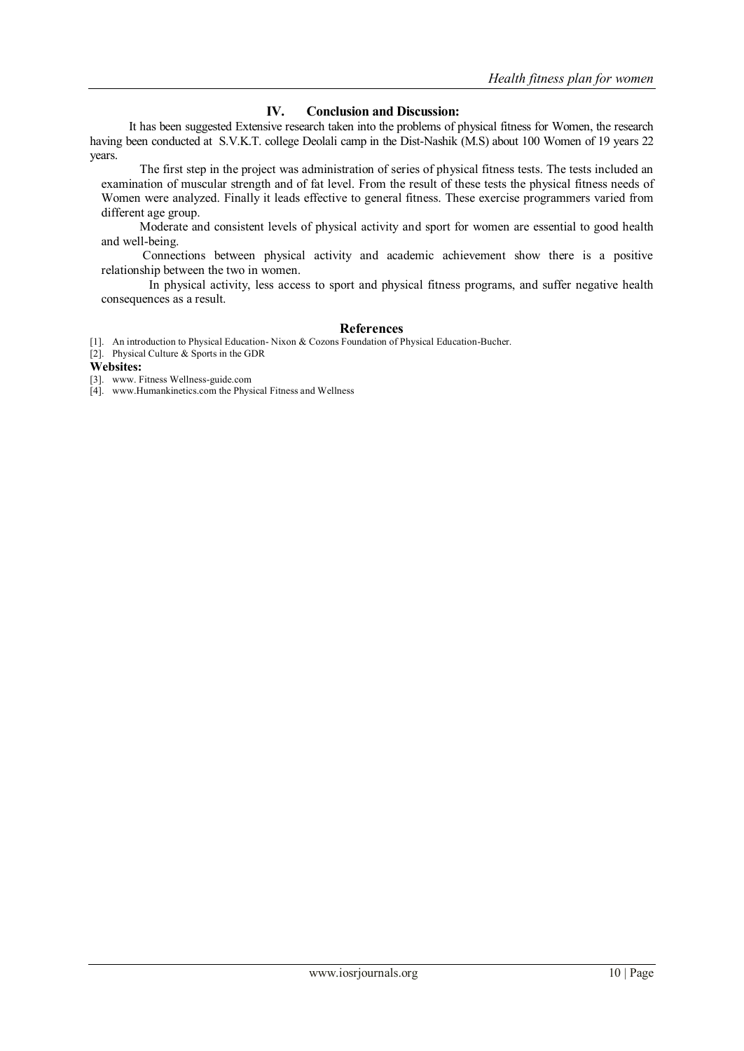## IV. Conclusion and Discussion:

It has been suggested Extensive research taken into the problems of physical fitness for Women, the research having been conducted at S.V.K.T. college Deolali camp in the Dist-Nashik (M.S) about 100 Women of 19 years 22 years.

The first step in the project was administration of series of physical fitness tests. The tests included an examination of muscular strength and of fat level. From the result of these tests the physical fitness needs of Women were analyzed. Finally it leads effective to general fitness. These exercise programmers varied from different age group.

Moderate and consistent levels of physical activity and sport for women are essential to good health and well-being.

Connections between physical activity and academic achievement show there is a positive relationship between the two in women.

In physical activity, less access to sport and physical fitness programs, and suffer negative health consequences as a result.

## References

[1]. An introduction to Physical Education- Nixon & Cozons Foundation of Physical Education-Bucher.

[2]. Physical Culture & Sports in the GDR

**Websites:**

[3]. www. Fitness Wellness-guide.com

[4]. www.Humankinetics.com the Physical Fitness and Wellness